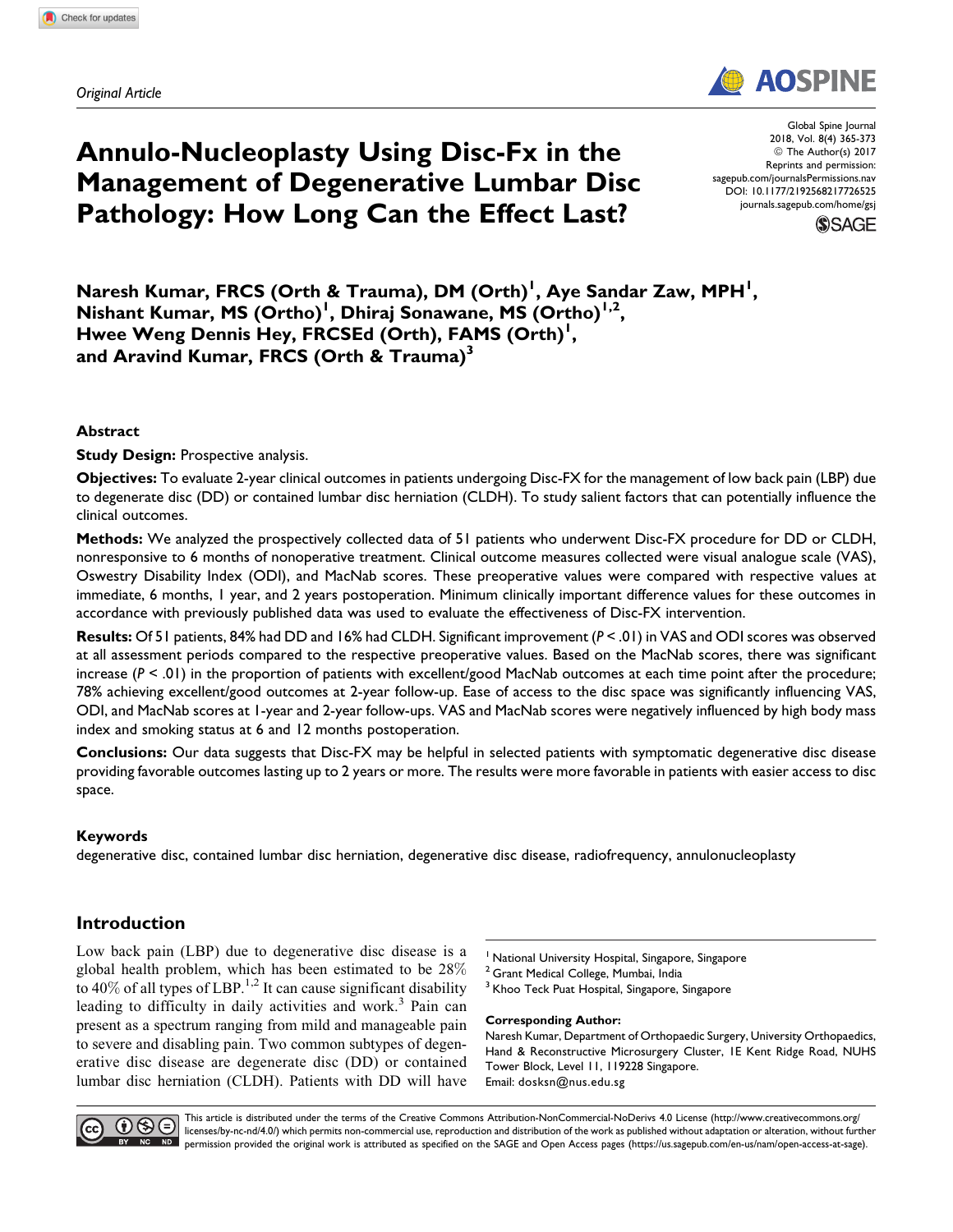*Original Article*

# Annulo-Nucleoplasty Using Disc-Fx in the Management of Degenerative Lumbar Disc Pathology: How Long Can the Effect Last?

Global Spine Journal
2018, Vol. 8(4) 365-373
© The Author(s) 2017
Reprints and permission: sagepub.com/journalsPermissions.nav
DOI: 10.1177/2192568217726525
journals.sagepub.com/home/gsj

**Naresh Kumar, FRCS (Orth & Trauma), DM (Orth)[1], Aye Sandar Zaw, MPH[1], Nishant Kumar, MS (Ortho)[1], Dhiraj Sonawane, MS (Ortho)[1,2], Hwee Weng Dennis Hey, FRCSEd (Orth), FAMS (Orth)[1], and Aravind Kumar, FRCS (Orth & Trauma)[3]**

## Abstract

**Study Design:** Prospective analysis.

**Objectives:** To evaluate 2-year clinical outcomes in patients undergoing Disc-FX for the management of low back pain (LBP) due to degenerate disc (DD) or contained lumbar disc herniation (CLDH). To study salient factors that can potentially influence the clinical outcomes.

**Methods:** We analyzed the prospectively collected data of 51 patients who underwent Disc-FX procedure for DD or CLDH, nonresponsive to 6 months of nonoperative treatment. Clinical outcome measures collected were visual analogue scale (VAS), Oswestry Disability Index (ODI), and MacNab scores. These preoperative values were compared with respective values at immediate, 6 months, 1 year, and 2 years postoperation. Minimum clinically important difference values for these outcomes in accordance with previously published data was used to evaluate the effectiveness of Disc-FX intervention.

**Results:** Of 51 patients, 84% had DD and 16% had CLDH. Significant improvement ($P < .01$) in VAS and ODI scores was observed at all assessment periods compared to the respective preoperative values. Based on the MacNab scores, there was significant increase ($P < .01$) in the proportion of patients with excellent/good MacNab outcomes at each time point after the procedure; 78% achieving excellent/good outcomes at 2-year follow-up. Ease of access to the disc space was significantly influencing VAS, ODI, and MacNab scores at 1-year and 2-year follow-ups. VAS and MacNab scores were negatively influenced by high body mass index and smoking status at 6 and 12 months postoperation.

**Conclusions:** Our data suggests that Disc-FX may be helpful in selected patients with symptomatic degenerative disc disease providing favorable outcomes lasting up to 2 years or more. The results were more favorable in patients with easier access to disc space.

### Keywords

degenerative disc, contained lumbar disc herniation, degenerative disc disease, radiofrequency, annulonucleoplasty

## Introduction

Low back pain (LBP) due to degenerative disc disease is a global health problem, which has been estimated to be 28% to 40% of all types of LBP.[1,2] It can cause significant disability leading to difficulty in daily activities and work.[3] Pain can present as a spectrum ranging from mild and manageable pain to severe and disabling pain. Two common subtypes of degenerative disc disease are degenerate disc (DD) or contained lumbar disc herniation (CLDH). Patients with DD will have

[1] National University Hospital, Singapore, Singapore
[2] Grant Medical College, Mumbai, India
[3] Khoo Teck Puat Hospital, Singapore, Singapore

**Corresponding Author:**
Naresh Kumar, Department of Orthopaedic Surgery, University Orthopaedics, Hand & Reconstructive Microsurgery Cluster, 1E Kent Ridge Road, NUHS Tower Block, Level 11, 119228 Singapore.
Email: dosksn@nus.edu.sg

This article is distributed under the terms of the Creative Commons Attribution-NonCommercial-NoDerivs 4.0 License (http://www.creativecommons.org/licenses/by-nc-nd/4.0/) which permits non-commercial use, reproduction and distribution of the work as published without adaptation or alteration, without further permission provided the original work is attributed as specified on the SAGE and Open Access pages (https://us.sagepub.com/en-us/nam/open-access-at-sage).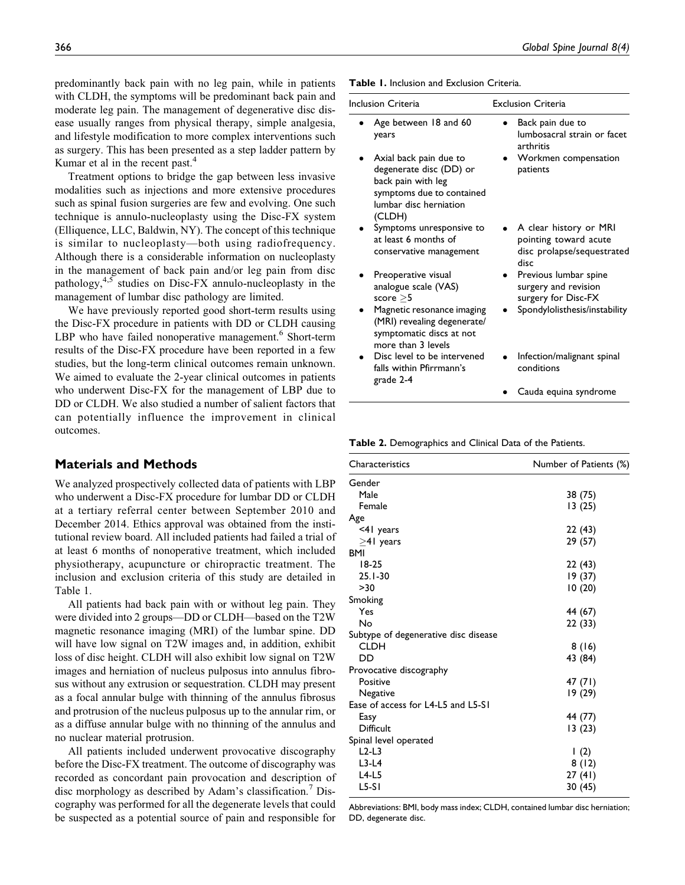predominantly back pain with no leg pain, while in patients with CLDH, the symptoms will be predominant back pain and moderate leg pain. The management of degenerative disc disease usually ranges from physical therapy, simple analgesia, and lifestyle modification to more complex interventions such as surgery. This has been presented as a step ladder pattern by Kumar et al in the recent past.[4]

Treatment options to bridge the gap between less invasive modalities such as injections and more extensive procedures such as spinal fusion surgeries are few and evolving. One such technique is annulo-nucleoplasty using the Disc-FX system (Elliquence, LLC, Baldwin, NY). The concept of this technique is similar to nucleoplasty—both using radiofrequency. Although there is a considerable information on nucleoplasty in the management of back pain and/or leg pain from disc pathology,[4,5] studies on Disc-FX annulo-nucleoplasty in the management of lumbar disc pathology are limited.

We have previously reported good short-term results using the Disc-FX procedure in patients with DD or CLDH causing LBP who have failed nonoperative management.[6] Short-term results of the Disc-FX procedure have been reported in a few studies, but the long-term clinical outcomes remain unknown. We aimed to evaluate the 2-year clinical outcomes in patients who underwent Disc-FX for the management of LBP due to DD or CLDH. We also studied a number of salient factors that can potentially influence the improvement in clinical outcomes.

## Materials and Methods

We analyzed prospectively collected data of patients with LBP who underwent a Disc-FX procedure for lumbar DD or CLDH at a tertiary referral center between September 2010 and December 2014. Ethics approval was obtained from the institutional review board. All included patients had failed a trial of at least 6 months of nonoperative treatment, which included physiotherapy, acupuncture or chiropractic treatment. The inclusion and exclusion criteria of this study are detailed in Table 1.

All patients had back pain with or without leg pain. They were divided into 2 groups—DD or CLDH—based on the T2W magnetic resonance imaging (MRI) of the lumbar spine. DD will have low signal on T2W images and, in addition, exhibit loss of disc height. CLDH will also exhibit low signal on T2W images and herniation of nucleus pulposus into annulus fibrosus without any extrusion or sequestration. CLDH may present as a focal annular bulge with thinning of the annulus fibrosus and protrusion of the nucleus pulposus up to the annular rim, or as a diffuse annular bulge with no thinning of the annulus and no nuclear material protrusion.

All patients included underwent provocative discography before the Disc-FX treatment. The outcome of discography was recorded as concordant pain provocation and description of disc morphology as described by Adam's classification.[7] Discography was performed for all the degenerate levels that could be suspected as a potential source of pain and responsible for

**Table 1.** Inclusion and Exclusion Criteria.

| Inclusion Criteria | Exclusion Criteria |
|---|---|
| • Age between 18 and 60 years | • Back pain due to lumbosacral strain or facet arthritis |
| • Axial back pain due to degenerate disc (DD) or back pain with leg symptoms due to contained lumbar disc herniation (CLDH) | • Workmen compensation patients |
| • Symptoms unresponsive to at least 6 months of conservative management | • A clear history or MRI pointing toward acute disc prolapse/sequestrated disc |
| • Preoperative visual analogue scale (VAS) score ≥5 | • Previous lumbar spine surgery and revision surgery for Disc-FX |
| • Magnetic resonance imaging (MRI) revealing degenerate/symptomatic discs at not more than 3 levels | • Spondylolisthesis/instability |
| • Disc level to be intervened falls within Pfirrmann's grade 2-4 | • Infection/malignant spinal conditions |
| | • Cauda equina syndrome |

**Table 2.** Demographics and Clinical Data of the Patients.

| Characteristics | Number of Patients (%) |
|---|---|
| Gender | |
| Male | 38 (75) |
| Female | 13 (25) |
| Age | |
| <41 years | 22 (43) |
| ≥41 years | 29 (57) |
| BMI | |
| 18-25 | 22 (43) |
| 25.1-30 | 19 (37) |
| >30 | 10 (20) |
| Smoking | |
| Yes | 44 (67) |
| No | 22 (33) |
| Subtype of degenerative disc disease | |
| CLDH | 8 (16) |
| DD | 43 (84) |
| Provocative discography | |
| Positive | 47 (71) |
| Negative | 19 (29) |
| Ease of access for L4-L5 and L5-S1 | |
| Easy | 44 (77) |
| Difficult | 13 (23) |
| Spinal level operated | |
| L2-L3 | 1 (2) |
| L3-L4 | 8 (12) |
| L4-L5 | 27 (41) |
| L5-S1 | 30 (45) |

Abbreviations: BMI, body mass index; CLDH, contained lumbar disc herniation; DD, degenerate disc.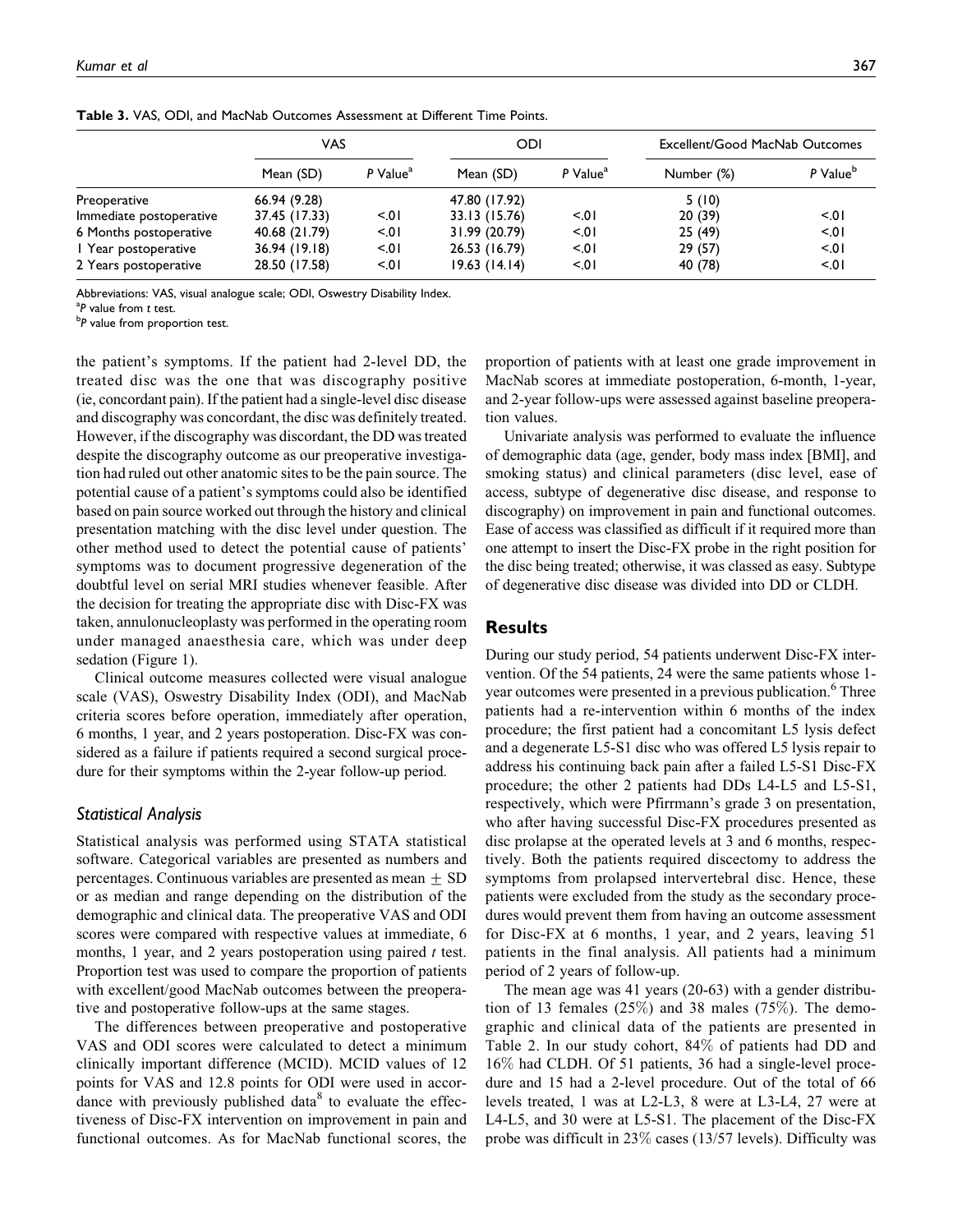**Table 3.** VAS, ODI, and MacNab Outcomes Assessment at Different Time Points.

| | VAS | | ODI | | Excellent/Good MacNab Outcomes | |
|---|---|---|---|---|---|---|
| | Mean (SD) | *P* Value[a] | Mean (SD) | *P* Value[a] | Number (%) | *P* Value[b] |
| Preoperative | 66.94 (9.28) | | 47.80 (17.92) | | 5 (10) | |
| Immediate postoperative | 37.45 (17.33) | <.01 | 33.13 (15.76) | <.01 | 20 (39) | <.01 |
| 6 Months postoperative | 40.68 (21.79) | <.01 | 31.99 (20.79) | <.01 | 25 (49) | <.01 |
| 1 Year postoperative | 36.94 (19.18) | <.01 | 26.53 (16.79) | <.01 | 29 (57) | <.01 |
| 2 Years postoperative | 28.50 (17.58) | <.01 | 19.63 (14.14) | <.01 | 40 (78) | <.01 |

Abbreviations: VAS, visual analogue scale; ODI, Oswestry Disability Index.
[a]*P* value from *t* test.
[b]*P* value from proportion test.

the patient's symptoms. If the patient had 2-level DD, the treated disc was the one that was discography positive (ie, concordant pain). If the patient had a single-level disc disease and discography was concordant, the disc was definitely treated. However, if the discography was discordant, the DD was treated despite the discography outcome as our preoperative investigation had ruled out other anatomic sites to be the pain source. The potential cause of a patient's symptoms could also be identified based on pain source worked out through the history and clinical presentation matching with the disc level under question. The other method used to detect the potential cause of patients' symptoms was to document progressive degeneration of the doubtful level on serial MRI studies whenever feasible. After the decision for treating the appropriate disc with Disc-FX was taken, annulonucleoplasty was performed in the operating room under managed anaesthesia care, which was under deep sedation (Figure 1).

Clinical outcome measures collected were visual analogue scale (VAS), Oswestry Disability Index (ODI), and MacNab criteria scores before operation, immediately after operation, 6 months, 1 year, and 2 years postoperation. Disc-FX was considered as a failure if patients required a second surgical procedure for their symptoms within the 2-year follow-up period.

### Statistical Analysis

Statistical analysis was performed using STATA statistical software. Categorical variables are presented as numbers and percentages. Continuous variables are presented as mean $\pm$ SD or as median and range depending on the distribution of the demographic and clinical data. The preoperative VAS and ODI scores were compared with respective values at immediate, 6 months, 1 year, and 2 years postoperation using paired *t* test. Proportion test was used to compare the proportion of patients with excellent/good MacNab outcomes between the preoperative and postoperative follow-ups at the same stages.

The differences between preoperative and postoperative VAS and ODI scores were calculated to detect a minimum clinically important difference (MCID). MCID values of 12 points for VAS and 12.8 points for ODI were used in accordance with previously published data[8] to evaluate the effectiveness of Disc-FX intervention on improvement in pain and functional outcomes. As for MacNab functional scores, the proportion of patients with at least one grade improvement in MacNab scores at immediate postoperation, 6-month, 1-year, and 2-year follow-ups were assessed against baseline preoperation values.

Univariate analysis was performed to evaluate the influence of demographic data (age, gender, body mass index [BMI], and smoking status) and clinical parameters (disc level, ease of access, subtype of degenerative disc disease, and response to discography) on improvement in pain and functional outcomes. Ease of access was classified as difficult if it required more than one attempt to insert the Disc-FX probe in the right position for the disc being treated; otherwise, it was classed as easy. Subtype of degenerative disc disease was divided into DD or CLDH.

## Results

During our study period, 54 patients underwent Disc-FX intervention. Of the 54 patients, 24 were the same patients whose 1-year outcomes were presented in a previous publication.[6] Three patients had a re-intervention within 6 months of the index procedure; the first patient had a concomitant L5 lysis defect and a degenerate L5-S1 disc who was offered L5 lysis repair to address his continuing back pain after a failed L5-S1 Disc-FX procedure; the other 2 patients had DDs L4-L5 and L5-S1, respectively, which were Pfirrmann's grade 3 on presentation, who after having successful Disc-FX procedures presented as disc prolapse at the operated levels at 3 and 6 months, respectively. Both the patients required discectomy to address the symptoms from prolapsed intervertebral disc. Hence, these patients were excluded from the study as the secondary procedures would prevent them from having an outcome assessment for Disc-FX at 6 months, 1 year, and 2 years, leaving 51 patients in the final analysis. All patients had a minimum period of 2 years of follow-up.

The mean age was 41 years (20-63) with a gender distribution of 13 females (25%) and 38 males (75%). The demographic and clinical data of the patients are presented in Table 2. In our study cohort, 84% of patients had DD and 16% had CLDH. Of 51 patients, 36 had a single-level procedure and 15 had a 2-level procedure. Out of the total of 66 levels treated, 1 was at L2-L3, 8 were at L3-L4, 27 were at L4-L5, and 30 were at L5-S1. The placement of the Disc-FX probe was difficult in 23% cases (13/57 levels). Difficulty was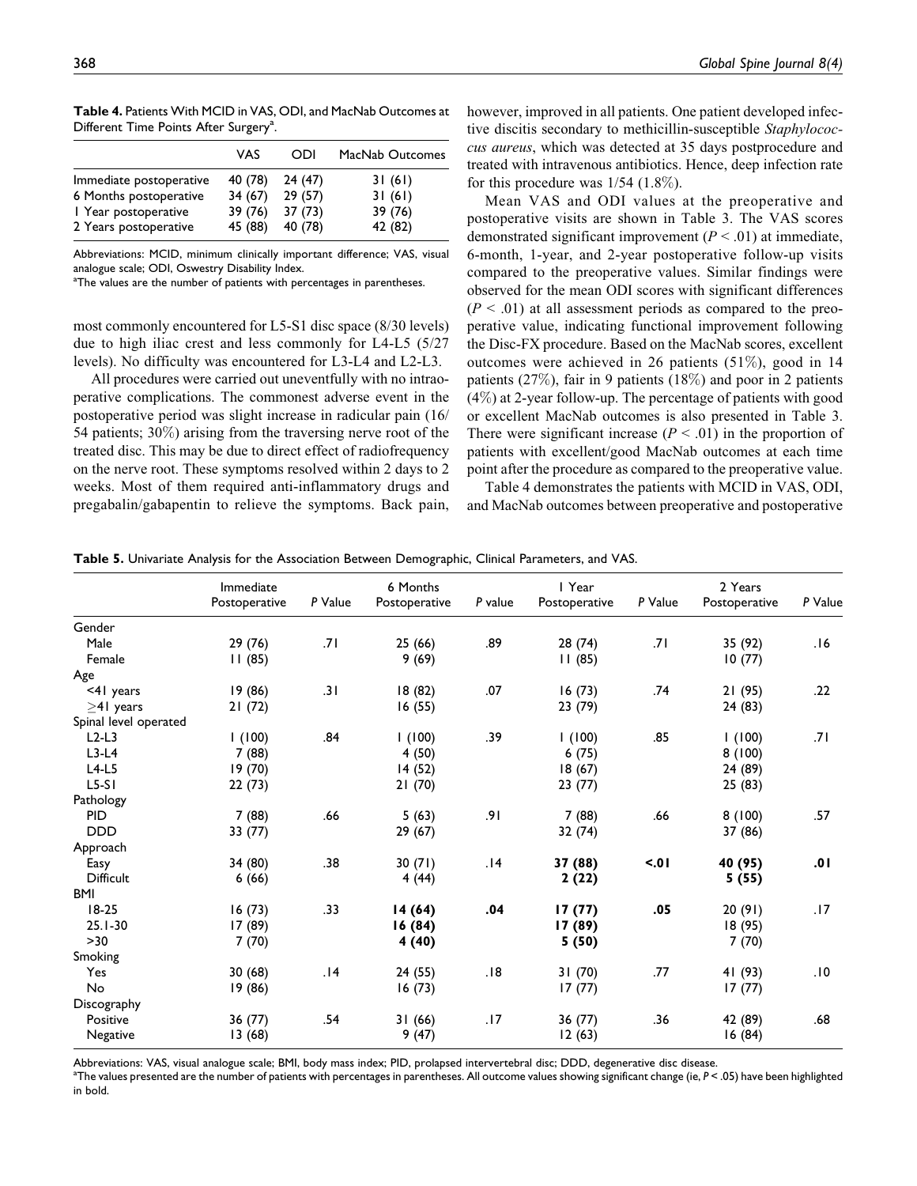**Table 4.** Patients With MCID in VAS, ODI, and MacNab Outcomes at Different Time Points After Surgery[a].

| | VAS | ODI | MacNab Outcomes |
|---|---|---|---|
| Immediate postoperative | 40 (78) | 24 (47) | 31 (61) |
| 6 Months postoperative | 34 (67) | 29 (57) | 31 (61) |
| 1 Year postoperative | 39 (76) | 37 (73) | 39 (76) |
| 2 Years postoperative | 45 (88) | 40 (78) | 42 (82) |

Abbreviations: MCID, minimum clinically important difference; VAS, visual analogue scale; ODI, Oswestry Disability Index.

[a]The values are the number of patients with percentages in parentheses.

most commonly encountered for L5-S1 disc space (8/30 levels) due to high iliac crest and less commonly for L4-L5 (5/27 levels). No difficulty was encountered for L3-L4 and L2-L3.

All procedures were carried out uneventfully with no intraoperative complications. The commonest adverse event in the postoperative period was slight increase in radicular pain (16/54 patients; 30%) arising from the traversing nerve root of the treated disc. This may be due to direct effect of radiofrequency on the nerve root. These symptoms resolved within 2 days to 2 weeks. Most of them required anti-inflammatory drugs and pregabalin/gabapentin to relieve the symptoms. Back pain, however, improved in all patients. One patient developed infective discitis secondary to methicillin-susceptible *Staphylococcus aureus*, which was detected at 35 days postprocedure and treated with intravenous antibiotics. Hence, deep infection rate for this procedure was 1/54 (1.8%).

Mean VAS and ODI values at the preoperative and postoperative visits are shown in Table 3. The VAS scores demonstrated significant improvement ($P < .01$) at immediate, 6-month, 1-year, and 2-year postoperative follow-up visits compared to the preoperative values. Similar findings were observed for the mean ODI scores with significant differences ($P < .01$) at all assessment periods as compared to the preoperative value, indicating functional improvement following the Disc-FX procedure. Based on the MacNab scores, excellent outcomes were achieved in 26 patients (51%), good in 14 patients (27%), fair in 9 patients (18%) and poor in 2 patients (4%) at 2-year follow-up. The percentage of patients with good or excellent MacNab outcomes is also presented in Table 3. There were significant increase ($P < .01$) in the proportion of patients with excellent/good MacNab outcomes at each time point after the procedure as compared to the preoperative value.

Table 4 demonstrates the patients with MCID in VAS, ODI, and MacNab outcomes between preoperative and postoperative

**Table 5.** Univariate Analysis for the Association Between Demographic, Clinical Parameters, and VAS.

| | Immediate Postoperative | *P* Value | 6 Months Postoperative | *P* value | 1 Year Postoperative | *P* Value | 2 Years Postoperative | *P* Value |
|---|---|---|---|---|---|---|---|---|
| Gender | | | | | | | | |
| Male | 29 (76) | .71 | 25 (66) | .89 | 28 (74) | .71 | 35 (92) | .16 |
| Female | 11 (85) | | 9 (69) | | 11 (85) | | 10 (77) | |
| Age | | | | | | | | |
| <41 years | 19 (86) | .31 | 18 (82) | .07 | 16 (73) | .74 | 21 (95) | .22 |
| ≥41 years | 21 (72) | | 16 (55) | | 23 (79) | | 24 (83) | |
| Spinal level operated | | | | | | | | |
| L2-L3 | 1 (100) | .84 | 1 (100) | .39 | 1 (100) | .85 | 1 (100) | .71 |
| L3-L4 | 7 (88) | | 4 (50) | | 6 (75) | | 8 (100) | |
| L4-L5 | 19 (70) | | 14 (52) | | 18 (67) | | 24 (89) | |
| L5-S1 | 22 (73) | | 21 (70) | | 23 (77) | | 25 (83) | |
| Pathology | | | | | | | | |
| PID | 7 (88) | .66 | 5 (63) | .91 | 7 (88) | .66 | 8 (100) | .57 |
| DDD | 33 (77) | | 29 (67) | | 32 (74) | | 37 (86) | |
| Approach | | | | | | | | |
| Easy | 34 (80) | .38 | 30 (71) | .14 | **37 (88)** | **<.01** | **40 (95)** | **.01** |
| Difficult | 6 (66) | | 4 (44) | | **2 (22)** | | **5 (55)** | |
| BMI | | | | | | | | |
| 18-25 | 16 (73) | .33 | **14 (64)** | **.04** | **17 (77)** | **.05** | 20 (91) | .17 |
| 25.1-30 | 17 (89) | | **16 (84)** | | **17 (89)** | | 18 (95) | |
| >30 | 7 (70) | | **4 (40)** | | **5 (50)** | | 7 (70) | |
| Smoking | | | | | | | | |
| Yes | 30 (68) | .14 | 24 (55) | .18 | 31 (70) | .77 | 41 (93) | .10 |
| No | 19 (86) | | 16 (73) | | 17 (77) | | 17 (77) | |
| Discography | | | | | | | | |
| Positive | 36 (77) | .54 | 31 (66) | .17 | 36 (77) | .36 | 42 (89) | .68 |
| Negative | 13 (68) | | 9 (47) | | 12 (63) | | 16 (84) | |

Abbreviations: VAS, visual analogue scale; BMI, body mass index; PID, prolapsed intervertebral disc; DDD, degenerative disc disease.

[a]The values presented are the number of patients with percentages in parentheses. All outcome values showing significant change (ie, $P < .05$) have been highlighted in bold.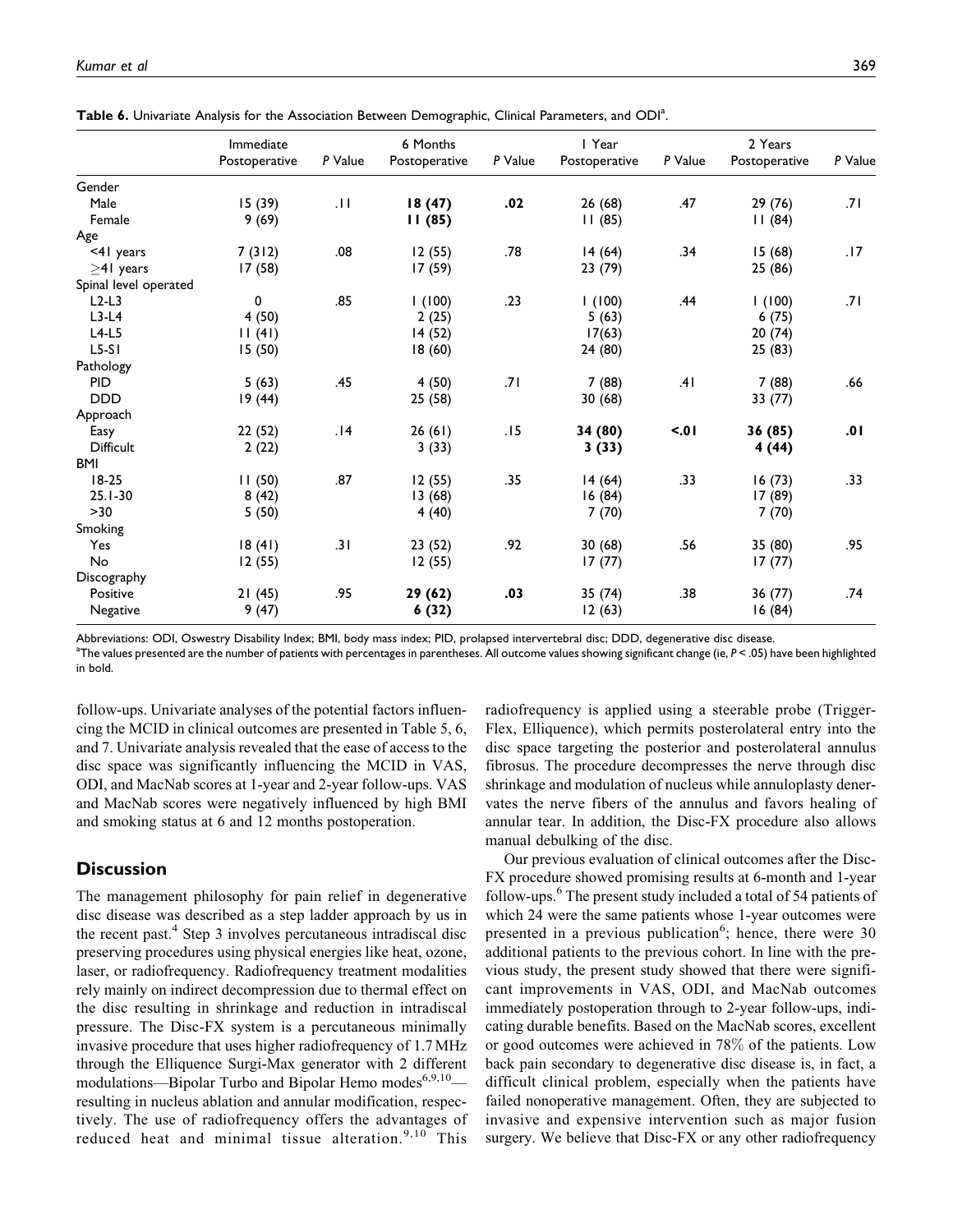**Table 6.** Univariate Analysis for the Association Between Demographic, Clinical Parameters, and ODI[a].

| | Immediate Postoperative | *P* Value | 6 Months Postoperative | *P* Value | 1 Year Postoperative | *P* Value | 2 Years Postoperative | *P* Value |
|---|---|---|---|---|---|---|---|---|
| Gender | | | | | | | | |
| Male | 15 (39) | .11 | **18 (47)** | **.02** | 26 (68) | .47 | 29 (76) | .71 |
| Female | 9 (69) | | **11 (85)** | | 11 (85) | | 11 (84) | |
| Age | | | | | | | | |
| <41 years | 7 (312) | .08 | 12 (55) | .78 | 14 (64) | .34 | 15 (68) | .17 |
| ≥41 years | 17 (58) | | 17 (59) | | 23 (79) | | 25 (86) | |
| Spinal level operated | | | | | | | | |
| L2-L3 | 0 | .85 | 1 (100) | .23 | 1 (100) | .44 | 1 (100) | .71 |
| L3-L4 | 4 (50) | | 2 (25) | | 5 (63) | | 6 (75) | |
| L4-L5 | 11 (41) | | 14 (52) | | 17(63) | | 20 (74) | |
| L5-S1 | 15 (50) | | 18 (60) | | 24 (80) | | 25 (83) | |
| Pathology | | | | | | | | |
| PID | 5 (63) | .45 | 4 (50) | .71 | 7 (88) | .41 | 7 (88) | .66 |
| DDD | 19 (44) | | 25 (58) | | 30 (68) | | 33 (77) | |
| Approach | | | | | | | | |
| Easy | 22 (52) | .14 | 26 (61) | .15 | **34 (80)** | **<.01** | **36 (85)** | **.01** |
| Difficult | 2 (22) | | 3 (33) | | **3 (33)** | | **4 (44)** | |
| BMI | | | | | | | | |
| 18-25 | 11 (50) | .87 | 12 (55) | .35 | 14 (64) | .33 | 16 (73) | .33 |
| 25.1-30 | 8 (42) | | 13 (68) | | 16 (84) | | 17 (89) | |
| >30 | 5 (50) | | 4 (40) | | 7 (70) | | 7 (70) | |
| Smoking | | | | | | | | |
| Yes | 18 (41) | .31 | 23 (52) | .92 | 30 (68) | .56 | 35 (80) | .95 |
| No | 12 (55) | | 12 (55) | | 17 (77) | | 17 (77) | |
| Discography | | | | | | | | |
| Positive | 21 (45) | .95 | **29 (62)** | **.03** | 35 (74) | .38 | 36 (77) | .74 |
| Negative | 9 (47) | | **6 (32)** | | 12 (63) | | 16 (84) | |

Abbreviations: ODI, Oswestry Disability Index; BMI, body mass index; PID, prolapsed intervertebral disc; DDD, degenerative disc disease.
[a]The values presented are the number of patients with percentages in parentheses. All outcome values showing significant change (ie, $P < .05$) have been highlighted in bold.

follow-ups. Univariate analyses of the potential factors influencing the MCID in clinical outcomes are presented in Table 5, 6, and 7. Univariate analysis revealed that the ease of access to the disc space was significantly influencing the MCID in VAS, ODI, and MacNab scores at 1-year and 2-year follow-ups. VAS and MacNab scores were negatively influenced by high BMI and smoking status at 6 and 12 months postoperation.

## Discussion

The management philosophy for pain relief in degenerative disc disease was described as a step ladder approach by us in the recent past.[4] Step 3 involves percutaneous intradiscal disc preserving procedures using physical energies like heat, ozone, laser, or radiofrequency. Radiofrequency treatment modalities rely mainly on indirect decompression due to thermal effect on the disc resulting in shrinkage and reduction in intradiscal pressure. The Disc-FX system is a percutaneous minimally invasive procedure that uses higher radiofrequency of 1.7 MHz through the Elliquence Surgi-Max generator with 2 different modulations—Bipolar Turbo and Bipolar Hemo modes[6,9,10]—resulting in nucleus ablation and annular modification, respectively. The use of radiofrequency offers the advantages of reduced heat and minimal tissue alteration.[9,10] This radiofrequency is applied using a steerable probe (Trigger-Flex, Elliquence), which permits posterolateral entry into the disc space targeting the posterior and posterolateral annulus fibrosus. The procedure decompresses the nerve through disc shrinkage and modulation of nucleus while annuloplasty denervates the nerve fibers of the annulus and favors healing of annular tear. In addition, the Disc-FX procedure also allows manual debulking of the disc.

Our previous evaluation of clinical outcomes after the Disc-FX procedure showed promising results at 6-month and 1-year follow-ups.[6] The present study included a total of 54 patients of which 24 were the same patients whose 1-year outcomes were presented in a previous publication[6]; hence, there were 30 additional patients to the previous cohort. In line with the previous study, the present study showed that there were significant improvements in VAS, ODI, and MacNab outcomes immediately postoperation through to 2-year follow-ups, indicating durable benefits. Based on the MacNab scores, excellent or good outcomes were achieved in 78% of the patients. Low back pain secondary to degenerative disc disease is, in fact, a difficult clinical problem, especially when the patients have failed nonoperative management. Often, they are subjected to invasive and expensive intervention such as major fusion surgery. We believe that Disc-FX or any other radiofrequency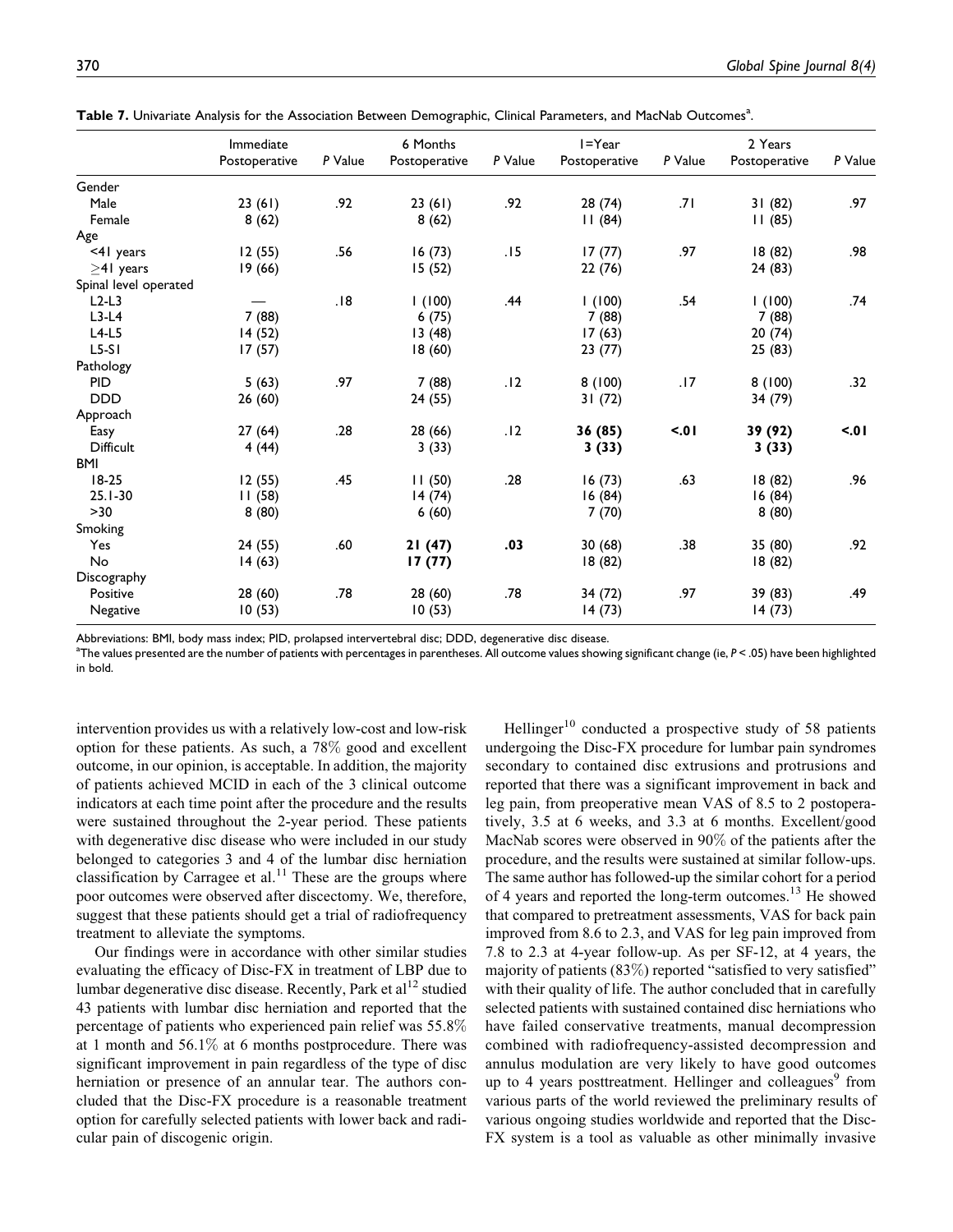**Table 7.** Univariate Analysis for the Association Between Demographic, Clinical Parameters, and MacNab Outcomes[a].

| | Immediate Postoperative | P Value | 6 Months Postoperative | P Value | 1=Year Postoperative | P Value | 2 Years Postoperative | P Value |
|---|---|---|---|---|---|---|---|---|
| Gender | | | | | | | | |
| Male | 23 (61) | .92 | 23 (61) | .92 | 28 (74) | .71 | 31 (82) | .97 |
| Female | 8 (62) | | 8 (62) | | 11 (84) | | 11 (85) | |
| Age | | | | | | | | |
| <41 years | 12 (55) | .56 | 16 (73) | .15 | 17 (77) | .97 | 18 (82) | .98 |
| ≥41 years | 19 (66) | | 15 (52) | | 22 (76) | | 24 (83) | |
| Spinal level operated | | | | | | | | |
| L2-L3 | — | .18 | 1 (100) | .44 | 1 (100) | .54 | 1 (100) | .74 |
| L3-L4 | 7 (88) | | 6 (75) | | 7 (88) | | 7 (88) | |
| L4-L5 | 14 (52) | | 13 (48) | | 17 (63) | | 20 (74) | |
| L5-S1 | 17 (57) | | 18 (60) | | 23 (77) | | 25 (83) | |
| Pathology | | | | | | | | |
| PID | 5 (63) | .97 | 7 (88) | .12 | 8 (100) | .17 | 8 (100) | .32 |
| DDD | 26 (60) | | 24 (55) | | 31 (72) | | 34 (79) | |
| Approach | | | | | | | | |
| Easy | 27 (64) | .28 | 28 (66) | .12 | **36 (85)** | **<.01** | **39 (92)** | **<.01** |
| Difficult | 4 (44) | | 3 (33) | | **3 (33)** | | **3 (33)** | |
| BMI | | | | | | | | |
| 18-25 | 12 (55) | .45 | 11 (50) | .28 | 16 (73) | .63 | 18 (82) | .96 |
| 25.1-30 | 11 (58) | | 14 (74) | | 16 (84) | | 16 (84) | |
| >30 | 8 (80) | | 6 (60) | | 7 (70) | | 8 (80) | |
| Smoking | | | | | | | | |
| Yes | 24 (55) | .60 | **21 (47)** | **.03** | 30 (68) | .38 | 35 (80) | .92 |
| No | 14 (63) | | **17 (77)** | | 18 (82) | | 18 (82) | |
| Discography | | | | | | | | |
| Positive | 28 (60) | .78 | 28 (60) | .78 | 34 (72) | .97 | 39 (83) | .49 |
| Negative | 10 (53) | | 10 (53) | | 14 (73) | | 14 (73) | |

Abbreviations: BMI, body mass index; PID, prolapsed intervertebral disc; DDD, degenerative disc disease.

[a] The values presented are the number of patients with percentages in parentheses. All outcome values showing significant change (ie, $P < .05$) have been highlighted in bold.

intervention provides us with a relatively low-cost and low-risk option for these patients. As such, a 78% good and excellent outcome, in our opinion, is acceptable. In addition, the majority of patients achieved MCID in each of the 3 clinical outcome indicators at each time point after the procedure and the results were sustained throughout the 2-year period. These patients with degenerative disc disease who were included in our study belonged to categories 3 and 4 of the lumbar disc herniation classification by Carragee et al.[11] These are the groups where poor outcomes were observed after discectomy. We, therefore, suggest that these patients should get a trial of radiofrequency treatment to alleviate the symptoms.

Our findings were in accordance with other similar studies evaluating the efficacy of Disc-FX in treatment of LBP due to lumbar degenerative disc disease. Recently, Park et al[12] studied 43 patients with lumbar disc herniation and reported that the percentage of patients who experienced pain relief was 55.8% at 1 month and 56.1% at 6 months postprocedure. There was significant improvement in pain regardless of the type of disc herniation or presence of an annular tear. The authors concluded that the Disc-FX procedure is a reasonable treatment option for carefully selected patients with lower back and radicular pain of discogenic origin.

Hellinger[10] conducted a prospective study of 58 patients undergoing the Disc-FX procedure for lumbar pain syndromes secondary to contained disc extrusions and protrusions and reported that there was a significant improvement in back and leg pain, from preoperative mean VAS of 8.5 to 2 postoperatively, 3.5 at 6 weeks, and 3.3 at 6 months. Excellent/good MacNab scores were observed in 90% of the patients after the procedure, and the results were sustained at similar follow-ups. The same author has followed-up the similar cohort for a period of 4 years and reported the long-term outcomes.[13] He showed that compared to pretreatment assessments, VAS for back pain improved from 8.6 to 2.3, and VAS for leg pain improved from 7.8 to 2.3 at 4-year follow-up. As per SF-12, at 4 years, the majority of patients (83%) reported "satisfied to very satisfied" with their quality of life. The author concluded that in carefully selected patients with sustained contained disc herniations who have failed conservative treatments, manual decompression combined with radiofrequency-assisted decompression and annulus modulation are very likely to have good outcomes up to 4 years posttreatment. Hellinger and colleagues[9] from various parts of the world reviewed the preliminary results of various ongoing studies worldwide and reported that the Disc-FX system is a tool as valuable as other minimally invasive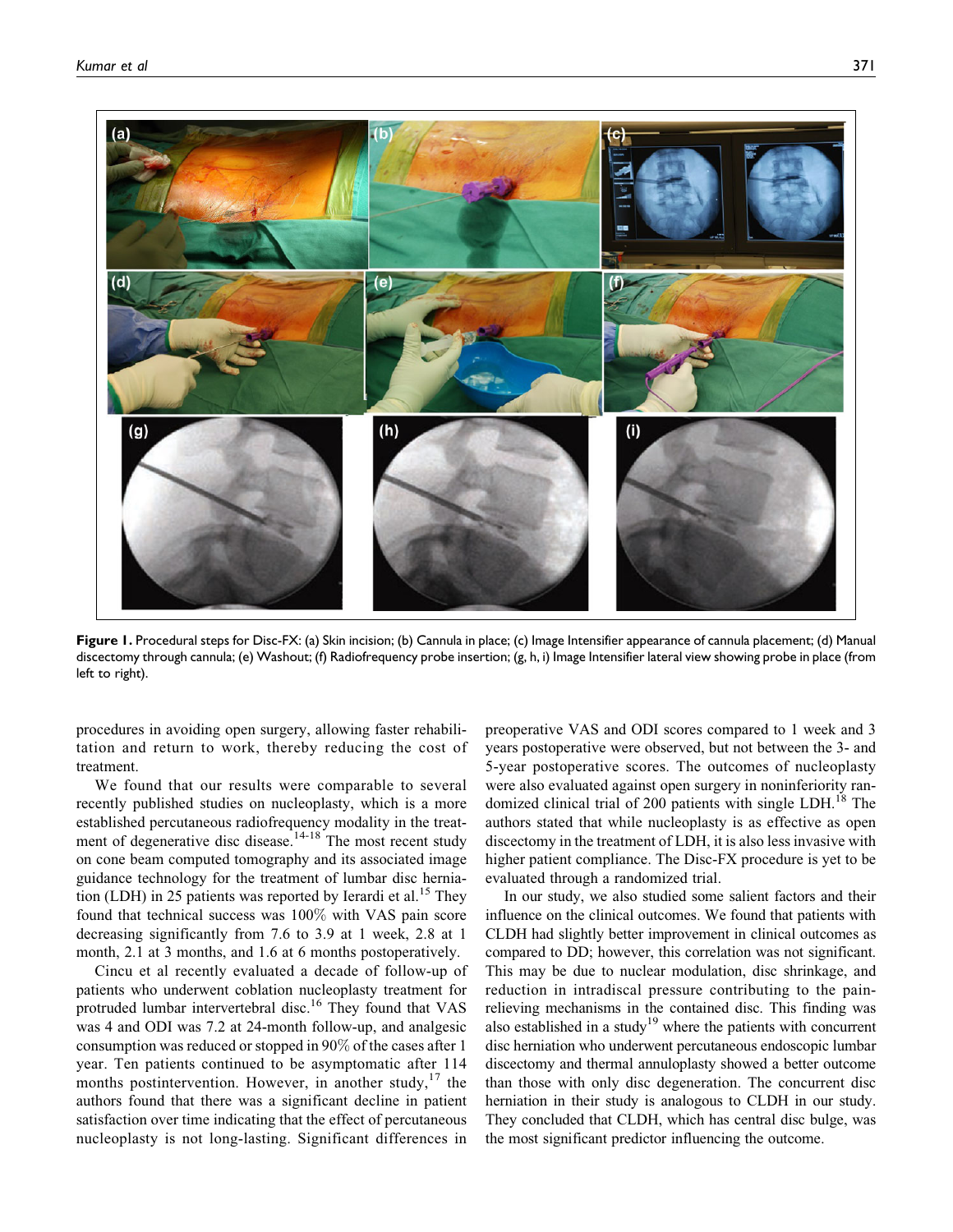Figure 1. Procedural steps for Disc-FX: (a) Skin incision; (b) Cannula in place; (c) Image Intensifier appearance of cannula placement; (d) Manual discectomy through cannula; (e) Washout; (f) Radiofrequency probe insertion; (g, h, i) Image Intensifier lateral view showing probe in place (from left to right).

procedures in avoiding open surgery, allowing faster rehabilitation and return to work, thereby reducing the cost of treatment.

We found that our results were comparable to several recently published studies on nucleoplasty, which is a more established percutaneous radiofrequency modality in the treatment of degenerative disc disease.[14-18] The most recent study on cone beam computed tomography and its associated image guidance technology for the treatment of lumbar disc herniation (LDH) in 25 patients was reported by Ierardi et al.[15] They found that technical success was 100% with VAS pain score decreasing significantly from 7.6 to 3.9 at 1 week, 2.8 at 1 month, 2.1 at 3 months, and 1.6 at 6 months postoperatively.

Cincu et al recently evaluated a decade of follow-up of patients who underwent coblation nucleoplasty treatment for protruded lumbar intervertebral disc.[16] They found that VAS was 4 and ODI was 7.2 at 24-month follow-up, and analgesic consumption was reduced or stopped in 90% of the cases after 1 year. Ten patients continued to be asymptomatic after 114 months postintervention. However, in another study,[17] the authors found that there was a significant decline in patient satisfaction over time indicating that the effect of percutaneous nucleoplasty is not long-lasting. Significant differences in preoperative VAS and ODI scores compared to 1 week and 3 years postoperative were observed, but not between the 3- and 5-year postoperative scores. The outcomes of nucleoplasty were also evaluated against open surgery in noninferiority randomized clinical trial of 200 patients with single LDH.[18] The authors stated that while nucleoplasty is as effective as open discectomy in the treatment of LDH, it is also less invasive with higher patient compliance. The Disc-FX procedure is yet to be evaluated through a randomized trial.

In our study, we also studied some salient factors and their influence on the clinical outcomes. We found that patients with CLDH had slightly better improvement in clinical outcomes as compared to DD; however, this correlation was not significant. This may be due to nuclear modulation, disc shrinkage, and reduction in intradiscal pressure contributing to the pain-relieving mechanisms in the contained disc. This finding was also established in a study[19] where the patients with concurrent disc herniation who underwent percutaneous endoscopic lumbar discectomy and thermal annuloplasty showed a better outcome than those with only disc degeneration. The concurrent disc herniation in their study is analogous to CLDH in our study. They concluded that CLDH, which has central disc bulge, was the most significant predictor influencing the outcome.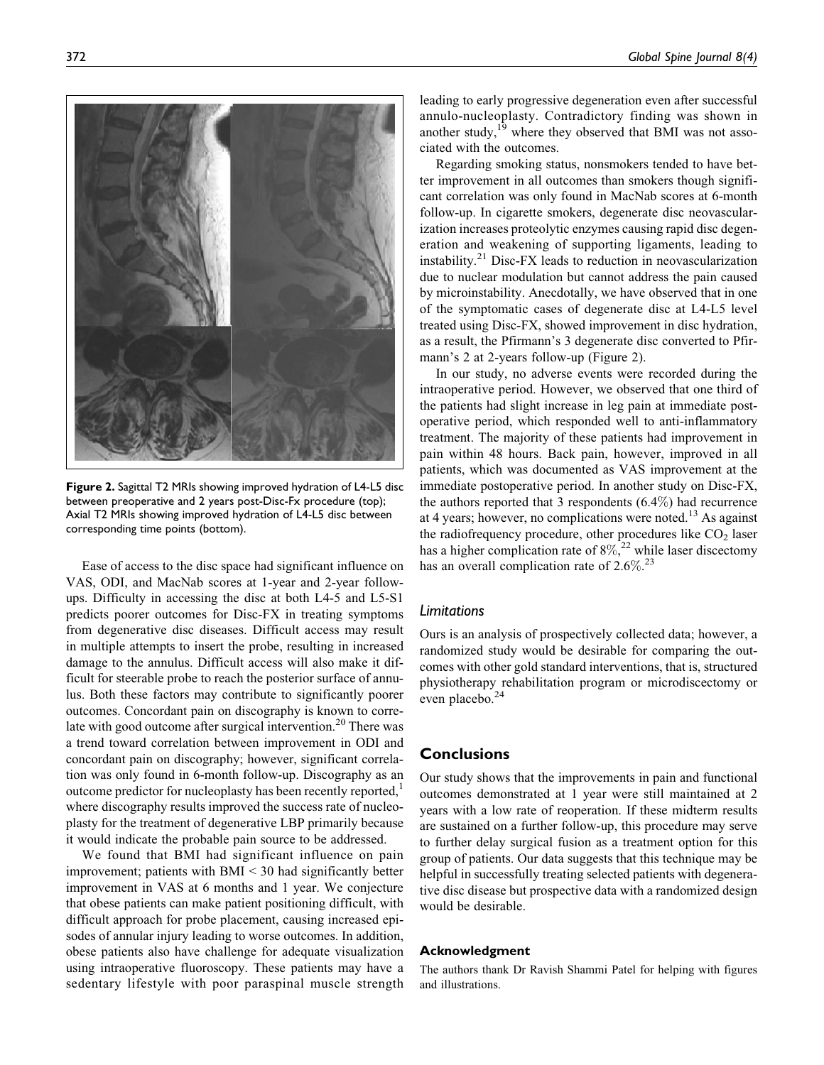**Figure 2.** Sagittal T2 MRIs showing improved hydration of L4-L5 disc between preoperative and 2 years post-Disc-Fx procedure (top); Axial T2 MRIs showing improved hydration of L4-L5 disc between corresponding time points (bottom).

Ease of access to the disc space had significant influence on VAS, ODI, and MacNab scores at 1-year and 2-year follow-ups. Difficulty in accessing the disc at both L4-5 and L5-S1 predicts poorer outcomes for Disc-FX in treating symptoms from degenerative disc diseases. Difficult access may result in multiple attempts to insert the probe, resulting in increased damage to the annulus. Difficult access will also make it difficult for steerable probe to reach the posterior surface of annulus. Both these factors may contribute to significantly poorer outcomes. Concordant pain on discography is known to correlate with good outcome after surgical intervention.[20] There was a trend toward correlation between improvement in ODI and concordant pain on discography; however, significant correlation was only found in 6-month follow-up. Discography as an outcome predictor for nucleoplasty has been recently reported,[1] where discography results improved the success rate of nucleoplasty for the treatment of degenerative LBP primarily because it would indicate the probable pain source to be addressed.

We found that BMI had significant influence on pain improvement; patients with BMI < 30 had significantly better improvement in VAS at 6 months and 1 year. We conjecture that obese patients can make patient positioning difficult, with difficult approach for probe placement, causing increased episodes of annular injury leading to worse outcomes. In addition, obese patients also have challenge for adequate visualization using intraoperative fluoroscopy. These patients may have a sedentary lifestyle with poor paraspinal muscle strength leading to early progressive degeneration even after successful annulo-nucleoplasty. Contradictory finding was shown in another study,[19] where they observed that BMI was not associated with the outcomes.

Regarding smoking status, nonsmokers tended to have better improvement in all outcomes than smokers though significant correlation was only found in MacNab scores at 6-month follow-up. In cigarette smokers, degenerate disc neovascularization increases proteolytic enzymes causing rapid disc degeneration and weakening of supporting ligaments, leading to instability.[21] Disc-FX leads to reduction in neovascularization due to nuclear modulation but cannot address the pain caused by microinstability. Anecdotally, we have observed that in one of the symptomatic cases of degenerate disc at L4-L5 level treated using Disc-FX, showed improvement in disc hydration, as a result, the Pfirmann's 3 degenerate disc converted to Pfirmann's 2 at 2-years follow-up (Figure 2).

In our study, no adverse events were recorded during the intraoperative period. However, we observed that one third of the patients had slight increase in leg pain at immediate postoperative period, which responded well to anti-inflammatory treatment. The majority of these patients had improvement in pain within 48 hours. Back pain, however, improved in all patients, which was documented as VAS improvement at the immediate postoperative period. In another study on Disc-FX, the authors reported that 3 respondents (6.4%) had recurrence at 4 years; however, no complications were noted.[13] As against the radiofrequency procedure, other procedures like $CO_2$ laser has a higher complication rate of 8%,[22] while laser discectomy has an overall complication rate of 2.6%.[23]

### *Limitations*

Ours is an analysis of prospectively collected data; however, a randomized study would be desirable for comparing the outcomes with other gold standard interventions, that is, structured physiotherapy rehabilitation program or microdiscectomy or even placebo.[24]

## Conclusions

Our study shows that the improvements in pain and functional outcomes demonstrated at 1 year were still maintained at 2 years with a low rate of reoperation. If these midterm results are sustained on a further follow-up, this procedure may serve to further delay surgical fusion as a treatment option for this group of patients. Our data suggests that this technique may be helpful in successfully treating selected patients with degenerative disc disease but prospective data with a randomized design would be desirable.

#### Acknowledgment

The authors thank Dr Ravish Shammi Patel for helping with figures and illustrations.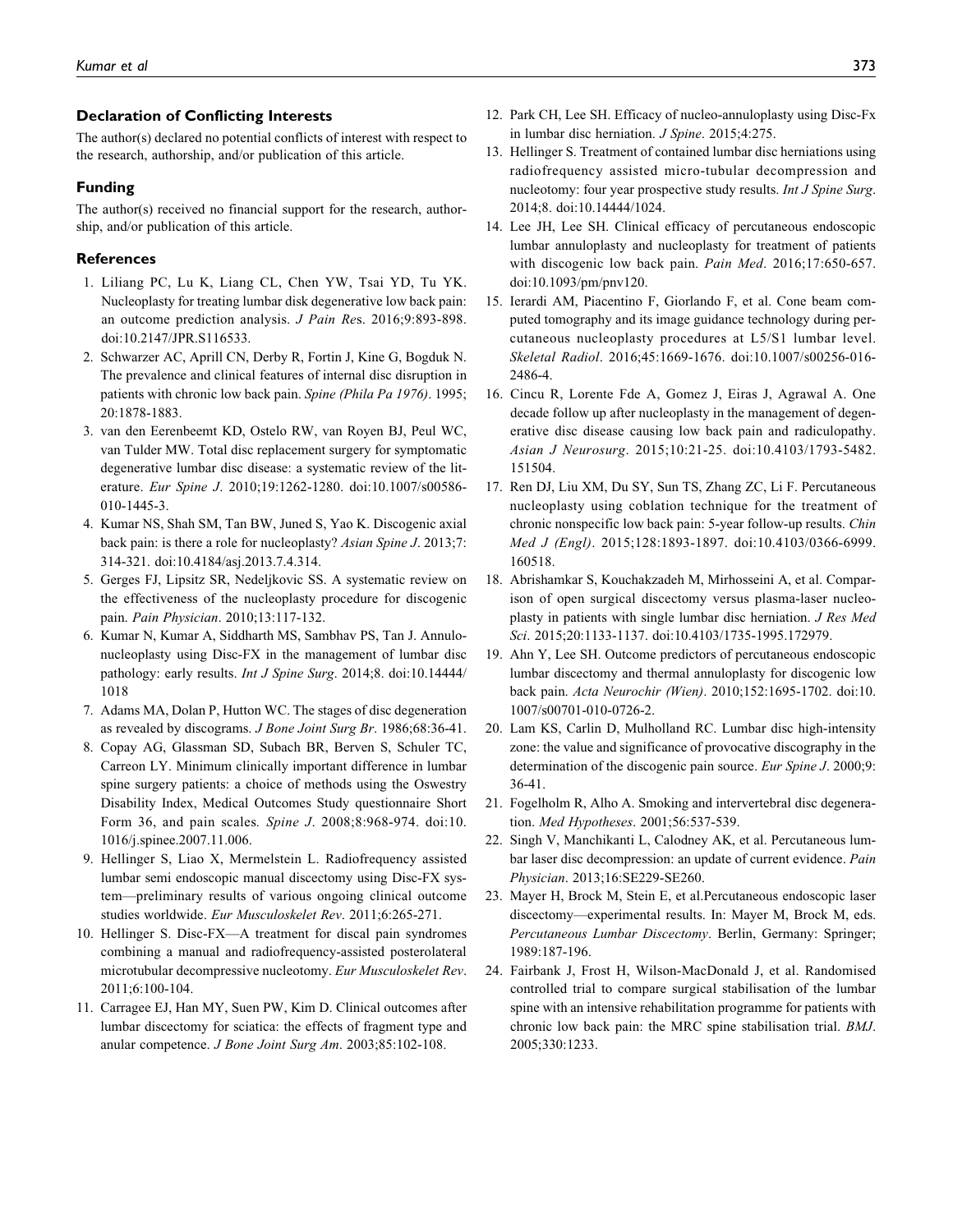### Declaration of Conflicting Interests

The author(s) declared no potential conflicts of interest with respect to the research, authorship, and/or publication of this article.

### Funding

The author(s) received no financial support for the research, authorship, and/or publication of this article.

### References

1. Liliang PC, Lu K, Liang CL, Chen YW, Tsai YD, Tu YK. Nucleoplasty for treating lumbar disk degenerative low back pain: an outcome prediction analysis. *J Pain Res*. 2016;9:893-898. doi:10.2147/JPR.S116533.
2. Schwarzer AC, Aprill CN, Derby R, Fortin J, Kine G, Bogduk N. The prevalence and clinical features of internal disc disruption in patients with chronic low back pain. *Spine (Phila Pa 1976)*. 1995; 20:1878-1883.
3. van den Eerenbeemt KD, Ostelo RW, van Royen BJ, Peul WC, van Tulder MW. Total disc replacement surgery for symptomatic degenerative lumbar disc disease: a systematic review of the literature. *Eur Spine J*. 2010;19:1262-1280. doi:10.1007/s00586-010-1445-3.
4. Kumar NS, Shah SM, Tan BW, Juned S, Yao K. Discogenic axial back pain: is there a role for nucleoplasty? *Asian Spine J*. 2013;7: 314-321. doi:10.4184/asj.2013.7.4.314.
5. Gerges FJ, Lipsitz SR, Nedeljkovic SS. A systematic review on the effectiveness of the nucleoplasty procedure for discogenic pain. *Pain Physician*. 2010;13:117-132.
6. Kumar N, Kumar A, Siddharth MS, Sambhav PS, Tan J. Annulo-nucleoplasty using Disc-FX in the management of lumbar disc pathology: early results. *Int J Spine Surg*. 2014;8. doi:10.14444/1018
7. Adams MA, Dolan P, Hutton WC. The stages of disc degeneration as revealed by discograms. *J Bone Joint Surg Br*. 1986;68:36-41.
8. Copay AG, Glassman SD, Subach BR, Berven S, Schuler TC, Carreon LY. Minimum clinically important difference in lumbar spine surgery patients: a choice of methods using the Oswestry Disability Index, Medical Outcomes Study questionnaire Short Form 36, and pain scales. *Spine J*. 2008;8:968-974. doi:10.1016/j.spinee.2007.11.006.
9. Hellinger S, Liao X, Mermelstein L. Radiofrequency assisted lumbar semi endoscopic manual discectomy using Disc-FX system—preliminary results of various ongoing clinical outcome studies worldwide. *Eur Musculoskelet Rev*. 2011;6:265-271.
10. Hellinger S. Disc-FX—A treatment for discal pain syndromes combining a manual and radiofrequency-assisted posterolateral microtubular decompressive nucleotomy. *Eur Musculoskelet Rev*. 2011;6:100-104.
11. Carragee EJ, Han MY, Suen PW, Kim D. Clinical outcomes after lumbar discectomy for sciatica: the effects of fragment type and anular competence. *J Bone Joint Surg Am*. 2003;85:102-108.
12. Park CH, Lee SH. Efficacy of nucleo-annuloplasty using Disc-Fx in lumbar disc herniation. *J Spine*. 2015;4:275.
13. Hellinger S. Treatment of contained lumbar disc herniations using radiofrequency assisted micro-tubular decompression and nucleotomy: four year prospective study results. *Int J Spine Surg*. 2014;8. doi:10.14444/1024.
14. Lee JH, Lee SH. Clinical efficacy of percutaneous endoscopic lumbar annuloplasty and nucleoplasty for treatment of patients with discogenic low back pain. *Pain Med*. 2016;17:650-657. doi:10.1093/pm/pnv120.
15. Ierardi AM, Piacentino F, Giorlando F, et al. Cone beam computed tomography and its image guidance technology during percutaneous nucleoplasty procedures at L5/S1 lumbar level. *Skeletal Radiol*. 2016;45:1669-1676. doi:10.1007/s00256-016-2486-4.
16. Cincu R, Lorente Fde A, Gomez J, Eiras J, Agrawal A. One decade follow up after nucleoplasty in the management of degenerative disc disease causing low back pain and radiculopathy. *Asian J Neurosurg*. 2015;10:21-25. doi:10.4103/1793-5482.151504.
17. Ren DJ, Liu XM, Du SY, Sun TS, Zhang ZC, Li F. Percutaneous nucleoplasty using coblation technique for the treatment of chronic nonspecific low back pain: 5-year follow-up results. *Chin Med J (Engl)*. 2015;128:1893-1897. doi:10.4103/0366-6999.160518.
18. Abrishamkar S, Kouchakzadeh M, Mirhosseini A, et al. Comparison of open surgical discectomy versus plasma-laser nucleoplasty in patients with single lumbar disc herniation. *J Res Med Sci*. 2015;20:1133-1137. doi:10.4103/1735-1995.172979.
19. Ahn Y, Lee SH. Outcome predictors of percutaneous endoscopic lumbar discectomy and thermal annuloplasty for discogenic low back pain. *Acta Neurochir (Wien)*. 2010;152:1695-1702. doi:10.1007/s00701-010-0726-2.
20. Lam KS, Carlin D, Mulholland RC. Lumbar disc high-intensity zone: the value and significance of provocative discography in the determination of the discogenic pain source. *Eur Spine J*. 2000;9: 36-41.
21. Fogelholm R, Alho A. Smoking and intervertebral disc degeneration. *Med Hypotheses*. 2001;56:537-539.
22. Singh V, Manchikanti L, Calodney AK, et al. Percutaneous lumbar laser disc decompression: an update of current evidence. *Pain Physician*. 2013;16:SE229-SE260.
23. Mayer H, Brock M, Stein E, et al.Percutaneous endoscopic laser discectomy—experimental results. In: Mayer M, Brock M, eds. *Percutaneous Lumbar Discectomy*. Berlin, Germany: Springer; 1989:187-196.
24. Fairbank J, Frost H, Wilson-MacDonald J, et al. Randomised controlled trial to compare surgical stabilisation of the lumbar spine with an intensive rehabilitation programme for patients with chronic low back pain: the MRC spine stabilisation trial. *BMJ*. 2005;330:1233.